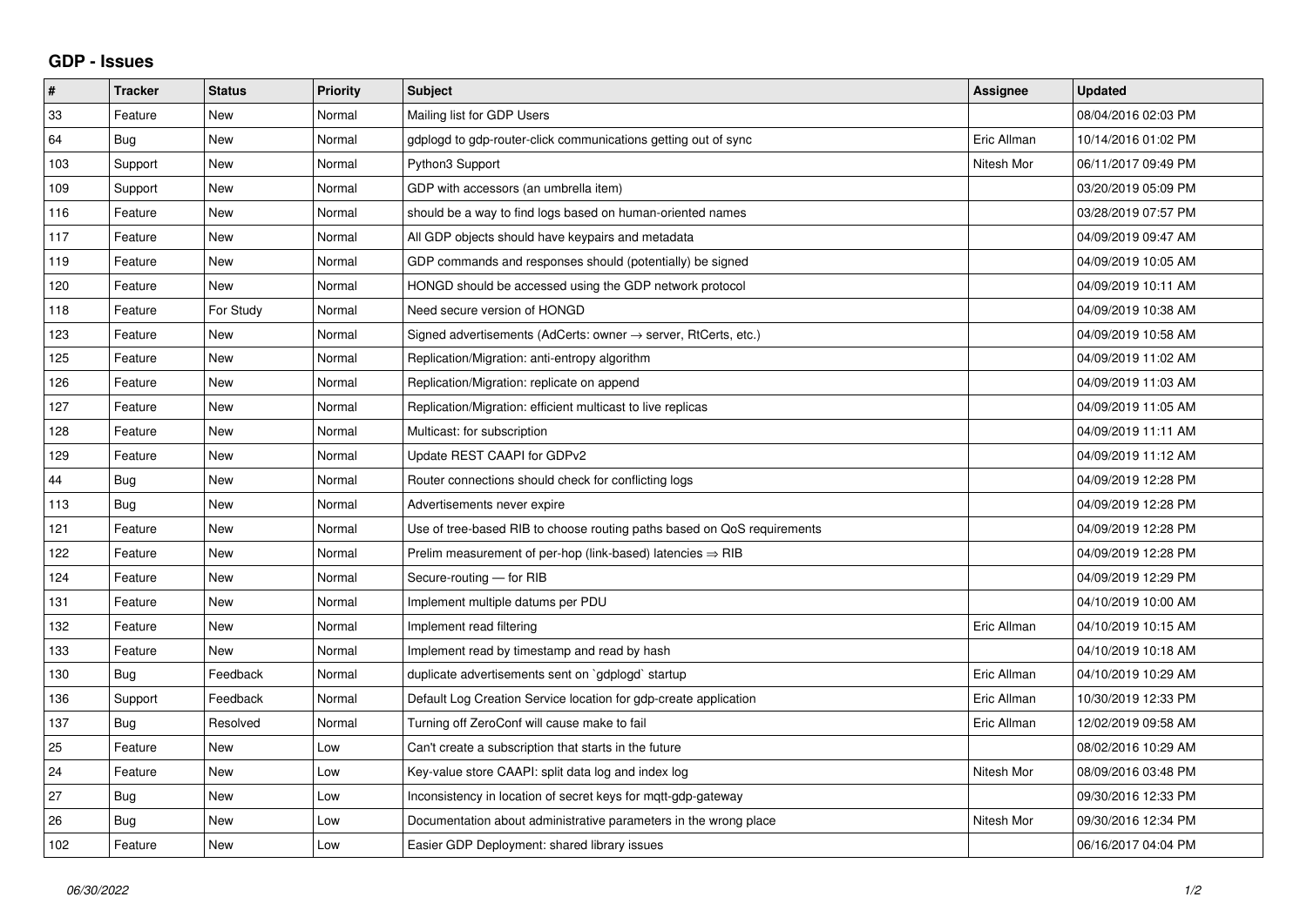# GDP - Issues

| # | Tracker | Status | Priority | Subject | Assignee | Updated |
|---|---|---|---|---|---|---|
| 33 | Feature | New | Normal | Mailing list for GDP Users | | 08/04/2016 02:03 PM |
| 64 | Bug | New | Normal | gdplogd to gdp-router-click communications getting out of sync | Eric Allman | 10/14/2016 01:02 PM |
| 103 | Support | New | Normal | Python3 Support | Nitesh Mor | 06/11/2017 09:49 PM |
| 109 | Support | New | Normal | GDP with accessors (an umbrella item) | | 03/20/2019 05:09 PM |
| 116 | Feature | New | Normal | should be a way to find logs based on human-oriented names | | 03/28/2019 07:57 PM |
| 117 | Feature | New | Normal | All GDP objects should have keypairs and metadata | | 04/09/2019 09:47 AM |
| 119 | Feature | New | Normal | GDP commands and responses should (potentially) be signed | | 04/09/2019 10:05 AM |
| 120 | Feature | New | Normal | HONGD should be accessed using the GDP network protocol | | 04/09/2019 10:11 AM |
| 118 | Feature | For Study | Normal | Need secure version of HONGD | | 04/09/2019 10:38 AM |
| 123 | Feature | New | Normal | Signed advertisements (AdCerts: owner → server, RtCerts, etc.) | | 04/09/2019 10:58 AM |
| 125 | Feature | New | Normal | Replication/Migration: anti-entropy algorithm | | 04/09/2019 11:02 AM |
| 126 | Feature | New | Normal | Replication/Migration: replicate on append | | 04/09/2019 11:03 AM |
| 127 | Feature | New | Normal | Replication/Migration: efficient multicast to live replicas | | 04/09/2019 11:05 AM |
| 128 | Feature | New | Normal | Multicast: for subscription | | 04/09/2019 11:11 AM |
| 129 | Feature | New | Normal | Update REST CAAPI for GDPv2 | | 04/09/2019 11:12 AM |
| 44 | Bug | New | Normal | Router connections should check for conflicting logs | | 04/09/2019 12:28 PM |
| 113 | Bug | New | Normal | Advertisements never expire | | 04/09/2019 12:28 PM |
| 121 | Feature | New | Normal | Use of tree-based RIB to choose routing paths based on QoS requirements | | 04/09/2019 12:28 PM |
| 122 | Feature | New | Normal | Prelim measurement of per-hop (link-based) latencies ⇒ RIB | | 04/09/2019 12:28 PM |
| 124 | Feature | New | Normal | Secure-routing — for RIB | | 04/09/2019 12:29 PM |
| 131 | Feature | New | Normal | Implement multiple datums per PDU | | 04/10/2019 10:00 AM |
| 132 | Feature | New | Normal | Implement read filtering | Eric Allman | 04/10/2019 10:15 AM |
| 133 | Feature | New | Normal | Implement read by timestamp and read by hash | | 04/10/2019 10:18 AM |
| 130 | Bug | Feedback | Normal | duplicate advertisements sent on `gdplogd` startup | Eric Allman | 04/10/2019 10:29 AM |
| 136 | Support | Feedback | Normal | Default Log Creation Service location for gdp-create application | Eric Allman | 10/30/2019 12:33 PM |
| 137 | Bug | Resolved | Normal | Turning off ZeroConf will cause make to fail | Eric Allman | 12/02/2019 09:58 AM |
| 25 | Feature | New | Low | Can't create a subscription that starts in the future | | 08/02/2016 10:29 AM |
| 24 | Feature | New | Low | Key-value store CAAPI: split data log and index log | Nitesh Mor | 08/09/2016 03:48 PM |
| 27 | Bug | New | Low | Inconsistency in location of secret keys for mqtt-gdp-gateway | | 09/30/2016 12:33 PM |
| 26 | Bug | New | Low | Documentation about administrative parameters in the wrong place | Nitesh Mor | 09/30/2016 12:34 PM |
| 102 | Feature | New | Low | Easier GDP Deployment: shared library issues | | 06/16/2017 04:04 PM |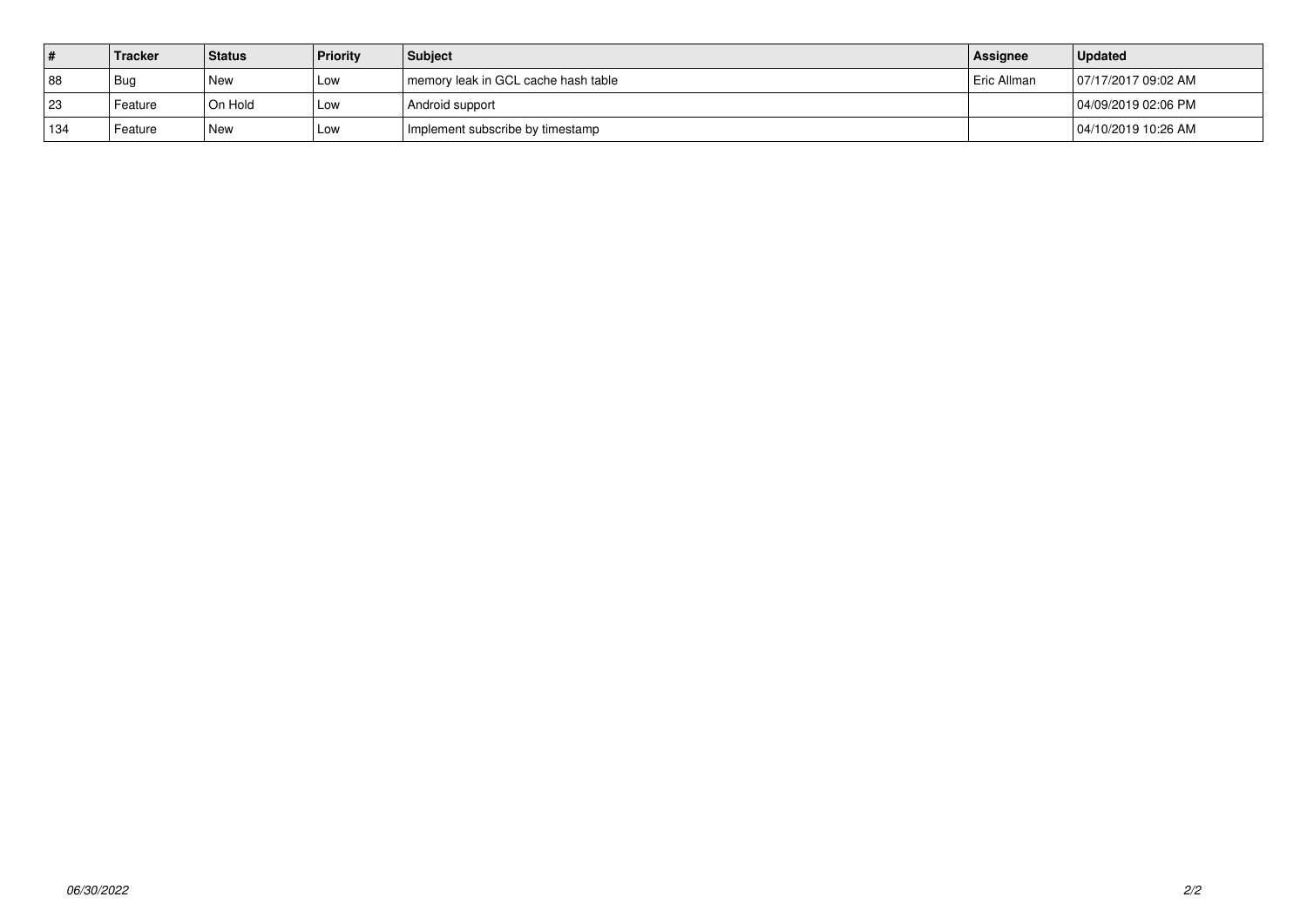| # | Tracker | Status | Priority | Subject | Assignee | Updated |
|---|---|---|---|---|---|---|
| 88 | Bug | New | Low | memory leak in GCL cache hash table | Eric Allman | 07/17/2017 09:02 AM |
| 23 | Feature | On Hold | Low | Android support | | 04/09/2019 02:06 PM |
| 134 | Feature | New | Low | Implement subscribe by timestamp | | 04/10/2019 10:26 AM |